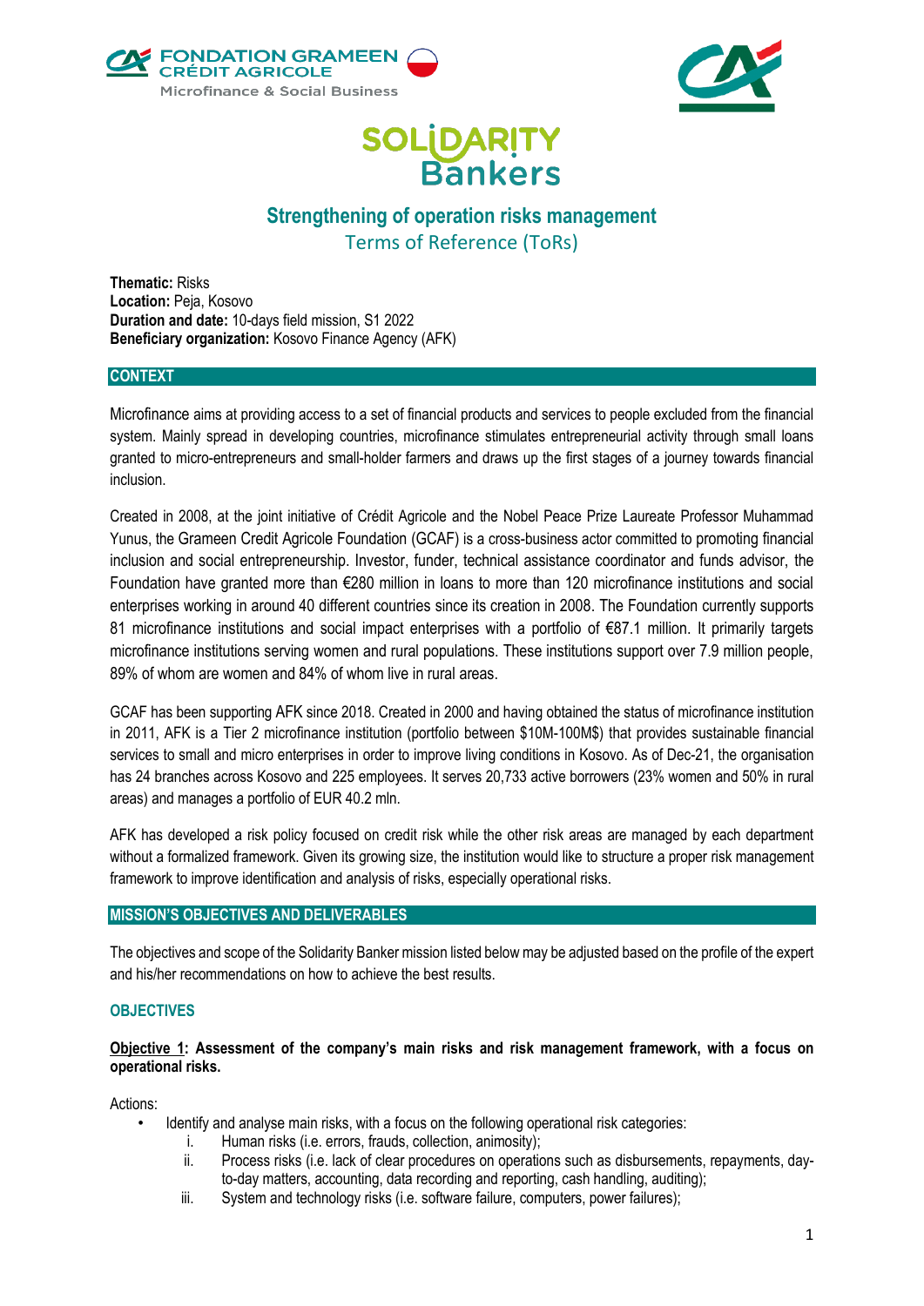FONDATION GRAMEEN CRÉDIT AGRICOLE
Microfinance & Social Business

SOLIDARITY Bankers

# Strengthening of operation risks management

## Terms of Reference (ToRs)

**Thematic:** Risks
**Location:** Peja, Kosovo
**Duration and date:** 10-days field mission, S1 2022
**Beneficiary organization:** Kosovo Finance Agency (AFK)

## CONTEXT

Microfinance aims at providing access to a set of financial products and services to people excluded from the financial system. Mainly spread in developing countries, microfinance stimulates entrepreneurial activity through small loans granted to micro-entrepreneurs and small-holder farmers and draws up the first stages of a journey towards financial inclusion.

Created in 2008, at the joint initiative of Crédit Agricole and the Nobel Peace Prize Laureate Professor Muhammad Yunus, the Grameen Credit Agricole Foundation (GCAF) is a cross-business actor committed to promoting financial inclusion and social entrepreneurship. Investor, funder, technical assistance coordinator and funds advisor, the Foundation have granted more than €280 million in loans to more than 120 microfinance institutions and social enterprises working in around 40 different countries since its creation in 2008. The Foundation currently supports 81 microfinance institutions and social impact enterprises with a portfolio of €87.1 million. It primarily targets microfinance institutions serving women and rural populations. These institutions support over 7.9 million people, 89% of whom are women and 84% of whom live in rural areas.

GCAF has been supporting AFK since 2018. Created in 2000 and having obtained the status of microfinance institution in 2011, AFK is a Tier 2 microfinance institution (portfolio between $10M-100M$) that provides sustainable financial services to small and micro enterprises in order to improve living conditions in Kosovo. As of Dec-21, the organisation has 24 branches across Kosovo and 225 employees. It serves 20,733 active borrowers (23% women and 50% in rural areas) and manages a portfolio of EUR 40.2 mln.

AFK has developed a risk policy focused on credit risk while the other risk areas are managed by each department without a formalized framework. Given its growing size, the institution would like to structure a proper risk management framework to improve identification and analysis of risks, especially operational risks.

## MISSION'S OBJECTIVES AND DELIVERABLES

The objectives and scope of the Solidarity Banker mission listed below may be adjusted based on the profile of the expert and his/her recommendations on how to achieve the best results.

### OBJECTIVES

**Objective 1: Assessment of the company's main risks and risk management framework, with a focus on operational risks.**

Actions:

- Identify and analyse main risks, with a focus on the following operational risk categories:
    i. Human risks (i.e. errors, frauds, collection, animosity);
    ii. Process risks (i.e. lack of clear procedures on operations such as disbursements, repayments, day-to-day matters, accounting, data recording and reporting, cash handling, auditing);
    iii. System and technology risks (i.e. software failure, computers, power failures);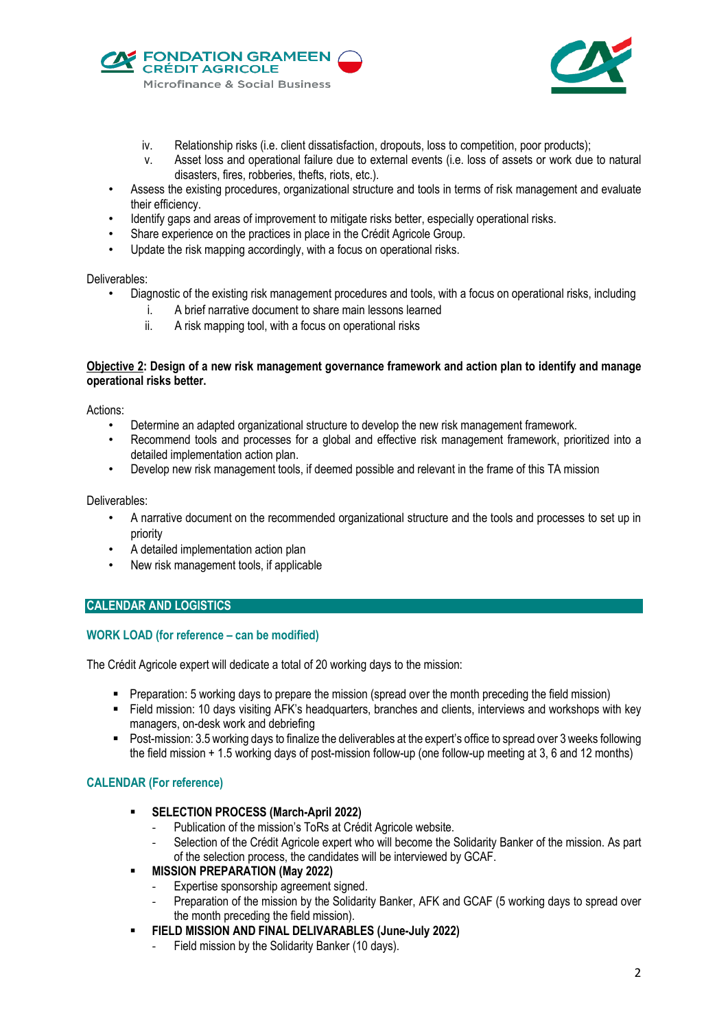iv. Relationship risks (i.e. client dissatisfaction, dropouts, loss to competition, poor products);
v. Asset loss and operational failure due to external events (i.e. loss of assets or work due to natural disasters, fires, robberies, thefts, riots, etc.).

- Assess the existing procedures, organizational structure and tools in terms of risk management and evaluate their efficiency.
- Identify gaps and areas of improvement to mitigate risks better, especially operational risks.
- Share experience on the practices in place in the Crédit Agricole Group.
- Update the risk mapping accordingly, with a focus on operational risks.

Deliverables:

- Diagnostic of the existing risk management procedures and tools, with a focus on operational risks, including
  i. A brief narrative document to share main lessons learned
  ii. A risk mapping tool, with a focus on operational risks

**<u>Objective 2</u>: Design of a new risk management governance framework and action plan to identify and manage operational risks better.**

Actions:

- Determine an adapted organizational structure to develop the new risk management framework.
- Recommend tools and processes for a global and effective risk management framework, prioritized into a detailed implementation action plan.
- Develop new risk management tools, if deemed possible and relevant in the frame of this TA mission

Deliverables:

- A narrative document on the recommended organizational structure and the tools and processes to set up in priority
- A detailed implementation action plan
- New risk management tools, if applicable

## CALENDAR AND LOGISTICS

### WORK LOAD (for reference – can be modified)

The Crédit Agricole expert will dedicate a total of 20 working days to the mission:

- Preparation: 5 working days to prepare the mission (spread over the month preceding the field mission)
- Field mission: 10 days visiting AFK's headquarters, branches and clients, interviews and workshops with key managers, on-desk work and debriefing
- Post-mission: 3.5 working days to finalize the deliverables at the expert's office to spread over 3 weeks following the field mission + 1.5 working days of post-mission follow-up (one follow-up meeting at 3, 6 and 12 months)

### CALENDAR (For reference)

- **SELECTION PROCESS (March-April 2022)**
  - Publication of the mission's ToRs at Crédit Agricole website.
  - Selection of the Crédit Agricole expert who will become the Solidarity Banker of the mission. As part of the selection process, the candidates will be interviewed by GCAF.
- **MISSION PREPARATION (May 2022)**
  - Expertise sponsorship agreement signed.
  - Preparation of the mission by the Solidarity Banker, AFK and GCAF (5 working days to spread over the month preceding the field mission).
- **FIELD MISSION AND FINAL DELIVARABLES (June-July 2022)**
  - Field mission by the Solidarity Banker (10 days).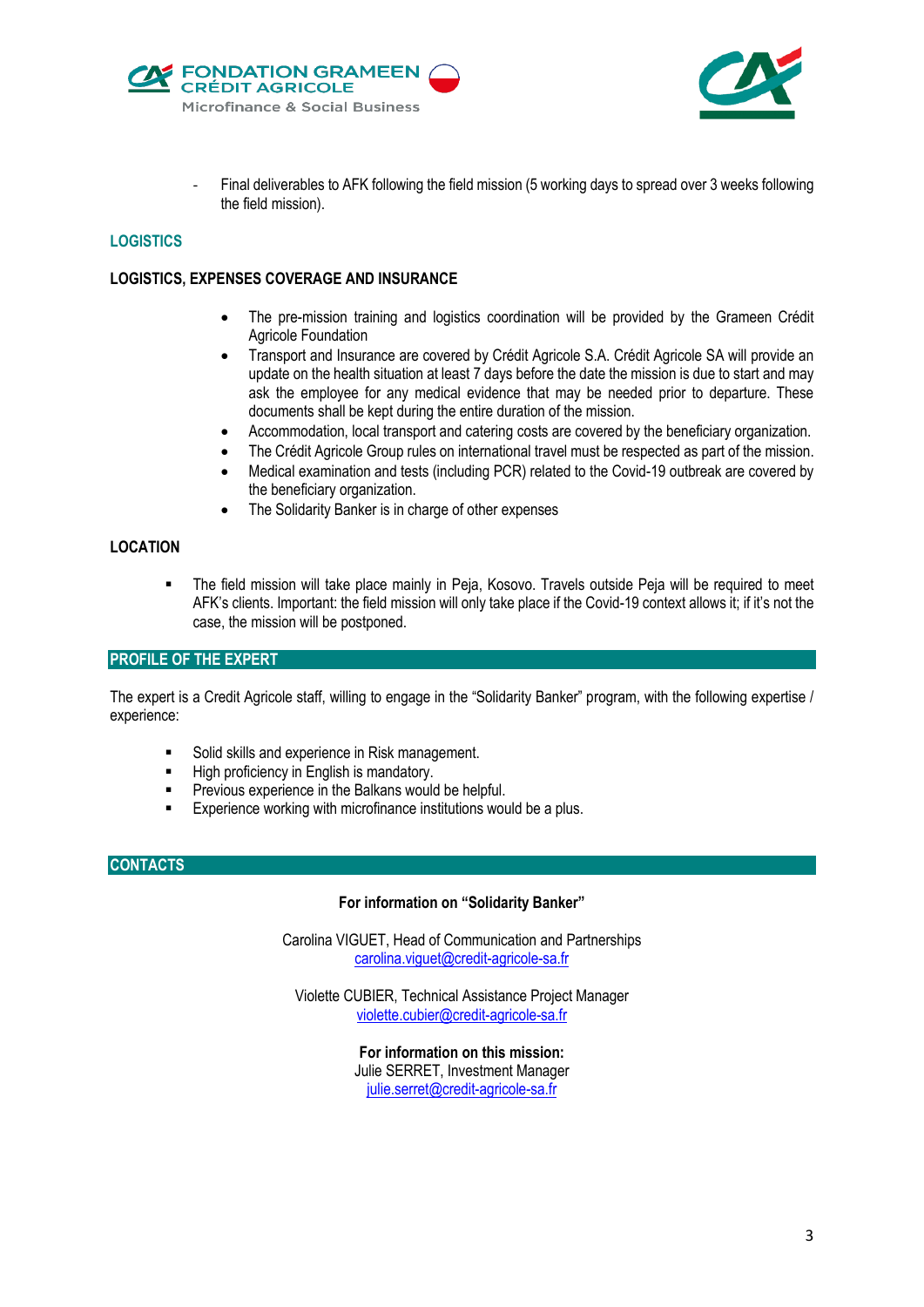- Final deliverables to AFK following the field mission (5 working days to spread over 3 weeks following the field mission).

## LOGISTICS

### LOGISTICS, EXPENSES COVERAGE AND INSURANCE

- The pre-mission training and logistics coordination will be provided by the Grameen Crédit Agricole Foundation
- Transport and Insurance are covered by Crédit Agricole S.A. Crédit Agricole SA will provide an update on the health situation at least 7 days before the date the mission is due to start and may ask the employee for any medical evidence that may be needed prior to departure. These documents shall be kept during the entire duration of the mission.
- Accommodation, local transport and catering costs are covered by the beneficiary organization.
- The Crédit Agricole Group rules on international travel must be respected as part of the mission.
- Medical examination and tests (including PCR) related to the Covid-19 outbreak are covered by the beneficiary organization.
- The Solidarity Banker is in charge of other expenses

### LOCATION

- The field mission will take place mainly in Peja, Kosovo. Travels outside Peja will be required to meet AFK's clients. Important: the field mission will only take place if the Covid-19 context allows it; if it's not the case, the mission will be postponed.

## PROFILE OF THE EXPERT

The expert is a Credit Agricole staff, willing to engage in the "Solidarity Banker" program, with the following expertise / experience:

- Solid skills and experience in Risk management.
- High proficiency in English is mandatory.
- Previous experience in the Balkans would be helpful.
- Experience working with microfinance institutions would be a plus.

## CONTACTS

**For information on "Solidarity Banker"**

Carolina VIGUET, Head of Communication and Partnerships
carolina.viguet@credit-agricole-sa.fr

Violette CUBIER, Technical Assistance Project Manager
violette.cubier@credit-agricole-sa.fr

**For information on this mission:**
Julie SERRET, Investment Manager
julie.serret@credit-agricole-sa.fr